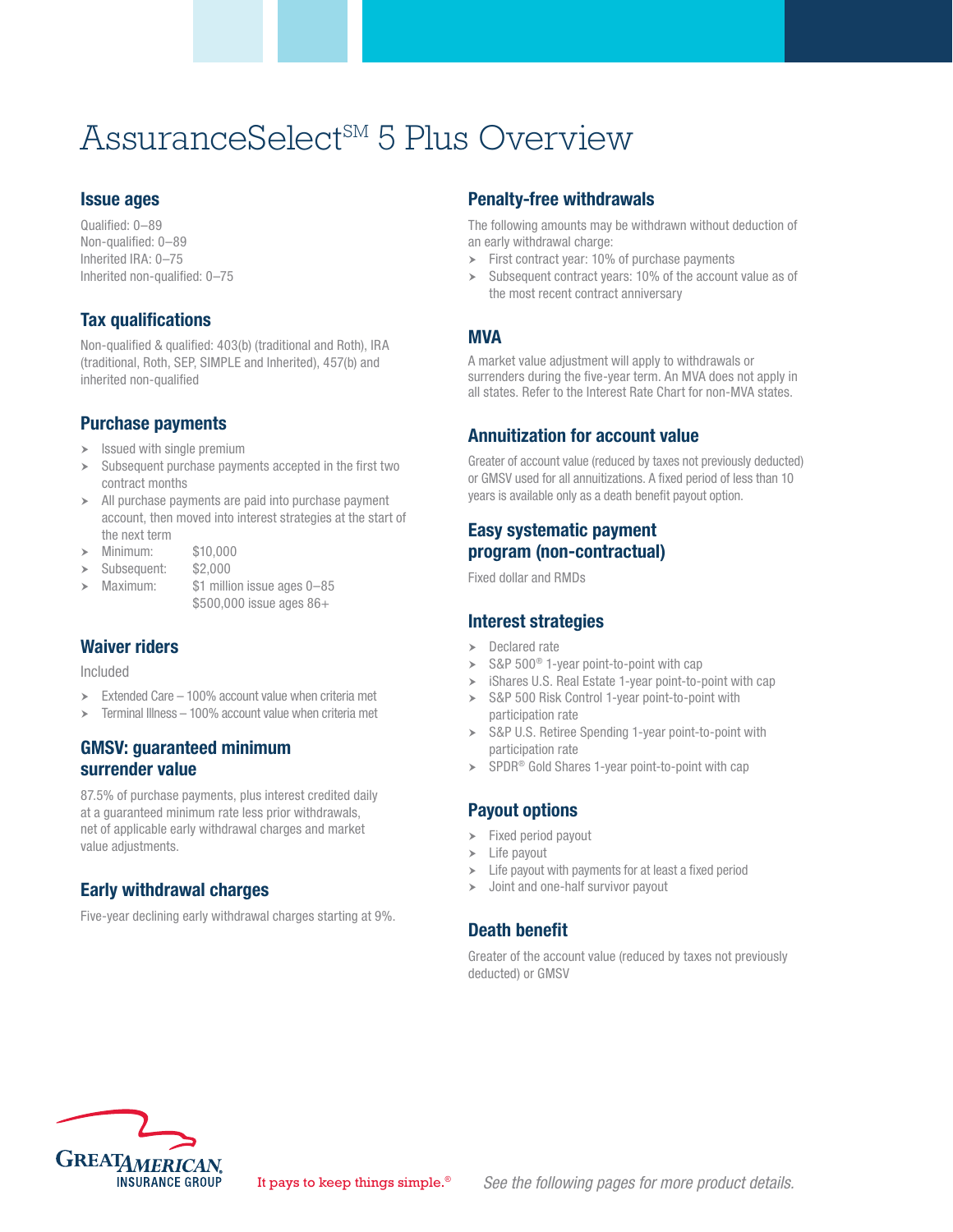# AssuranceSelect℠ 5 Plus Overview

## Issue ages

Qualified: 0–89
Non-qualified: 0–89
Inherited IRA: 0–75
Inherited non-qualified: 0–75

## Tax qualifications

Non-qualified & qualified: 403(b) (traditional and Roth), IRA (traditional, Roth, SEP, SIMPLE and Inherited), 457(b) and inherited non-qualified

## Purchase payments

- Issued with single premium
- Subsequent purchase payments accepted in the first two contract months
- All purchase payments are paid into purchase payment account, then moved into interest strategies at the start of the next term
- Minimum: $10,000
- Subsequent: $2,000
- Maximum: $1 million issue ages 0–85
  $500,000 issue ages 86+

## Waiver riders

Included

- Extended Care – 100% account value when criteria met
- Terminal Illness – 100% account value when criteria met

## GMSV: guaranteed minimum surrender value

87.5% of purchase payments, plus interest credited daily at a guaranteed minimum rate less prior withdrawals, net of applicable early withdrawal charges and market value adjustments.

## Early withdrawal charges

Five-year declining early withdrawal charges starting at 9%.

## Penalty-free withdrawals

The following amounts may be withdrawn without deduction of an early withdrawal charge:

- First contract year: 10% of purchase payments
- Subsequent contract years: 10% of the account value as of the most recent contract anniversary

## MVA

A market value adjustment will apply to withdrawals or surrenders during the five-year term. An MVA does not apply in all states. Refer to the Interest Rate Chart for non-MVA states.

## Annuitization for account value

Greater of account value (reduced by taxes not previously deducted) or GMSV used for all annuitizations. A fixed period of less than 10 years is available only as a death benefit payout option.

## Easy systematic payment program (non-contractual)

Fixed dollar and RMDs

## Interest strategies

- Declared rate
- S&P 500® 1-year point-to-point with cap
- iShares U.S. Real Estate 1-year point-to-point with cap
- S&P 500 Risk Control 1-year point-to-point with participation rate
- S&P U.S. Retiree Spending 1-year point-to-point with participation rate
- SPDR® Gold Shares 1-year point-to-point with cap

## Payout options

- Fixed period payout
- Life payout
- Life payout with payments for at least a fixed period
- Joint and one-half survivor payout

## Death benefit

Greater of the account value (reduced by taxes not previously deducted) or GMSV

GREAT AMERICAN INSURANCE GROUP

It pays to keep things simple.®

*See the following pages for more product details.*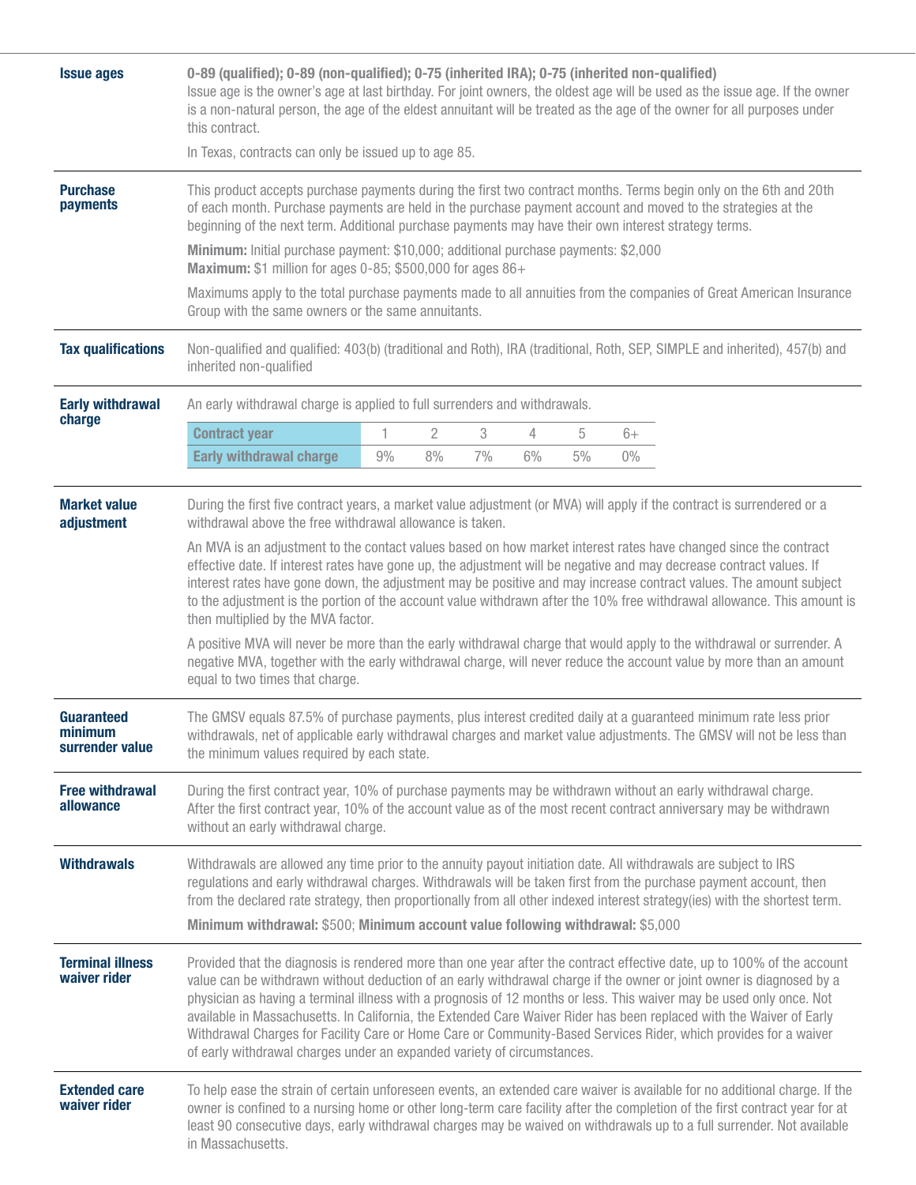### Issue ages

**0-89 (qualified); 0-89 (non-qualified); 0-75 (inherited IRA); 0-75 (inherited non-qualified)**

Issue age is the owner's age at last birthday. For joint owners, the oldest age will be used as the issue age. If the owner is a non-natural person, the age of the eldest annuitant will be treated as the age of the owner for all purposes under this contract.

In Texas, contracts can only be issued up to age 85.

### Purchase payments

This product accepts purchase payments during the first two contract months. Terms begin only on the 6th and 20th of each month. Purchase payments are held in the purchase payment account and moved to the strategies at the beginning of the next term. Additional purchase payments may have their own interest strategy terms.

**Minimum:** Initial purchase payment: $10,000; additional purchase payments: $2,000
**Maximum:** $1 million for ages 0-85; $500,000 for ages 86+

Maximums apply to the total purchase payments made to all annuities from the companies of Great American Insurance Group with the same owners or the same annuitants.

### Tax qualifications

Non-qualified and qualified: 403(b) (traditional and Roth), IRA (traditional, Roth, SEP, SIMPLE and inherited), 457(b) and inherited non-qualified

### Early withdrawal charge

An early withdrawal charge is applied to full surrenders and withdrawals.

| Contract year | 1 | 2 | 3 | 4 | 5 | 6+ |
|---|---|---|---|---|---|---|
| Early withdrawal charge | 9% | 8% | 7% | 6% | 5% | 0% |

### Market value adjustment

During the first five contract years, a market value adjustment (or MVA) will apply if the contract is surrendered or a withdrawal above the free withdrawal allowance is taken.

An MVA is an adjustment to the contact values based on how market interest rates have changed since the contract effective date. If interest rates have gone up, the adjustment will be negative and may decrease contract values. If interest rates have gone down, the adjustment may be positive and may increase contract values. The amount subject to the adjustment is the portion of the account value withdrawn after the 10% free withdrawal allowance. This amount is then multiplied by the MVA factor.

A positive MVA will never be more than the early withdrawal charge that would apply to the withdrawal or surrender. A negative MVA, together with the early withdrawal charge, will never reduce the account value by more than an amount equal to two times that charge.

### Guaranteed minimum surrender value

The GMSV equals 87.5% of purchase payments, plus interest credited daily at a guaranteed minimum rate less prior withdrawals, net of applicable early withdrawal charges and market value adjustments. The GMSV will not be less than the minimum values required by each state.

### Free withdrawal allowance

During the first contract year, 10% of purchase payments may be withdrawn without an early withdrawal charge. After the first contract year, 10% of the account value as of the most recent contract anniversary may be withdrawn without an early withdrawal charge.

### Withdrawals

Withdrawals are allowed any time prior to the annuity payout initiation date. All withdrawals are subject to IRS regulations and early withdrawal charges. Withdrawals will be taken first from the purchase payment account, then from the declared rate strategy, then proportionally from all other indexed interest strategy(ies) with the shortest term.

**Minimum withdrawal:** $500; **Minimum account value following withdrawal:** $5,000

### Terminal illness waiver rider

Provided that the diagnosis is rendered more than one year after the contract effective date, up to 100% of the account value can be withdrawn without deduction of an early withdrawal charge if the owner or joint owner is diagnosed by a physician as having a terminal illness with a prognosis of 12 months or less. This waiver may be used only once. Not available in Massachusetts. In California, the Extended Care Waiver Rider has been replaced with the Waiver of Early Withdrawal Charges for Facility Care or Home Care or Community-Based Services Rider, which provides for a waiver of early withdrawal charges under an expanded variety of circumstances.

### Extended care waiver rider

To help ease the strain of certain unforeseen events, an extended care waiver is available for no additional charge. If the owner is confined to a nursing home or other long-term care facility after the completion of the first contract year for at least 90 consecutive days, early withdrawal charges may be waived on withdrawals up to a full surrender. Not available in Massachusetts.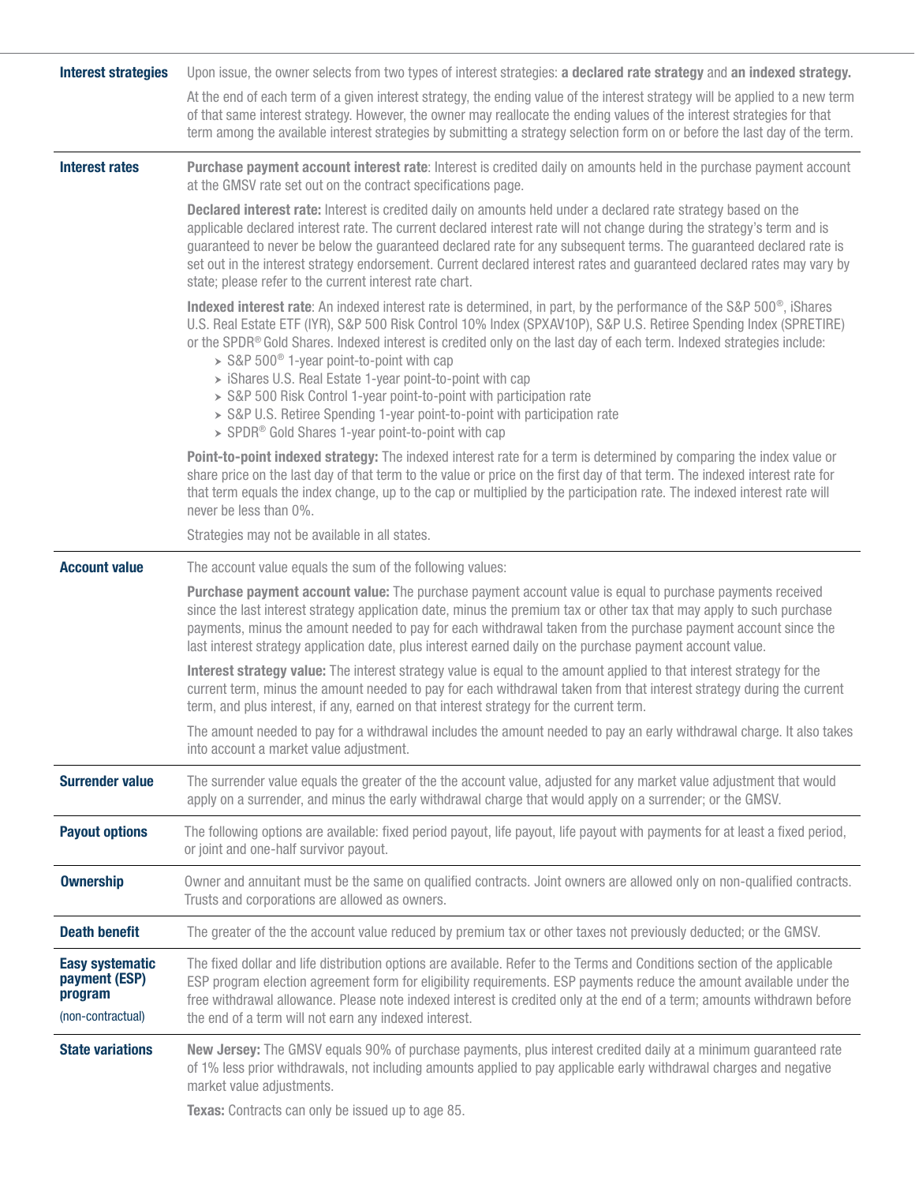| | |
|---|---|
| **Interest strategies** | Upon issue, the owner selects from two types of interest strategies: **a declared rate strategy** and **an indexed strategy.**<br><br>At the end of each term of a given interest strategy, the ending value of the interest strategy will be applied to a new term of that same interest strategy. However, the owner may reallocate the ending values of the interest strategies for that term among the available interest strategies by submitting a strategy selection form on or before the last day of the term. |
| **Interest rates** | **Purchase payment account interest rate**: Interest is credited daily on amounts held in the purchase payment account at the GMSV rate set out on the contract specifications page.<br><br>**Declared interest rate:** Interest is credited daily on amounts held under a declared rate strategy based on the applicable declared interest rate. The current declared interest rate will not change during the strategy's term and is guaranteed to never be below the guaranteed declared rate for any subsequent terms. The guaranteed declared rate is set out in the interest strategy endorsement. Current declared interest rates and guaranteed declared rates may vary by state; please refer to the current interest rate chart.<br><br>**Indexed interest rate**: An indexed interest rate is determined, in part, by the performance of the S&P 500®, iShares U.S. Real Estate ETF (IYR), S&P 500 Risk Control 10% Index (SPXAV10P), S&P U.S. Retiree Spending Index (SPRETIRE) or the SPDR® Gold Shares. Indexed interest is credited only on the last day of each term. Indexed strategies include:<br>➤ S&P 500® 1-year point-to-point with cap<br>➤ iShares U.S. Real Estate 1-year point-to-point with cap<br>➤ S&P 500 Risk Control 1-year point-to-point with participation rate<br>➤ S&P U.S. Retiree Spending 1-year point-to-point with participation rate<br>➤ SPDR® Gold Shares 1-year point-to-point with cap<br><br>**Point-to-point indexed strategy:** The indexed interest rate for a term is determined by comparing the index value or share price on the last day of that term to the value or price on the first day of that term. The indexed interest rate for that term equals the index change, up to the cap or multiplied by the participation rate. The indexed interest rate will never be less than 0%.<br><br>Strategies may not be available in all states. |
| **Account value** | The account value equals the sum of the following values:<br><br>**Purchase payment account value:** The purchase payment account value is equal to purchase payments received since the last interest strategy application date, minus the premium tax or other tax that may apply to such purchase payments, minus the amount needed to pay for each withdrawal taken from the purchase payment account since the last interest strategy application date, plus interest earned daily on the purchase payment account value.<br><br>**Interest strategy value:** The interest strategy value is equal to the amount applied to that interest strategy for the current term, minus the amount needed to pay for each withdrawal taken from that interest strategy during the current term, and plus interest, if any, earned on that interest strategy for the current term.<br><br>The amount needed to pay for a withdrawal includes the amount needed to pay an early withdrawal charge. It also takes into account a market value adjustment. |
| **Surrender value** | The surrender value equals the greater of the the account value, adjusted for any market value adjustment that would apply on a surrender, and minus the early withdrawal charge that would apply on a surrender; or the GMSV. |
| **Payout options** | The following options are available: fixed period payout, life payout, life payout with payments for at least a fixed period, or joint and one-half survivor payout. |
| **Ownership** | Owner and annuitant must be the same on qualified contracts. Joint owners are allowed only on non-qualified contracts. Trusts and corporations are allowed as owners. |
| **Death benefit** | The greater of the the account value reduced by premium tax or other taxes not previously deducted; or the GMSV. |
| **Easy systematic payment (ESP) program**<br>(non-contractual) | The fixed dollar and life distribution options are available. Refer to the Terms and Conditions section of the applicable ESP program election agreement form for eligibility requirements. ESP payments reduce the amount available under the free withdrawal allowance. Please note indexed interest is credited only at the end of a term; amounts withdrawn before the end of a term will not earn any indexed interest. |
| **State variations** | **New Jersey:** The GMSV equals 90% of purchase payments, plus interest credited daily at a minimum guaranteed rate of 1% less prior withdrawals, not including amounts applied to pay applicable early withdrawal charges and negative market value adjustments.<br><br>**Texas:** Contracts can only be issued up to age 85. |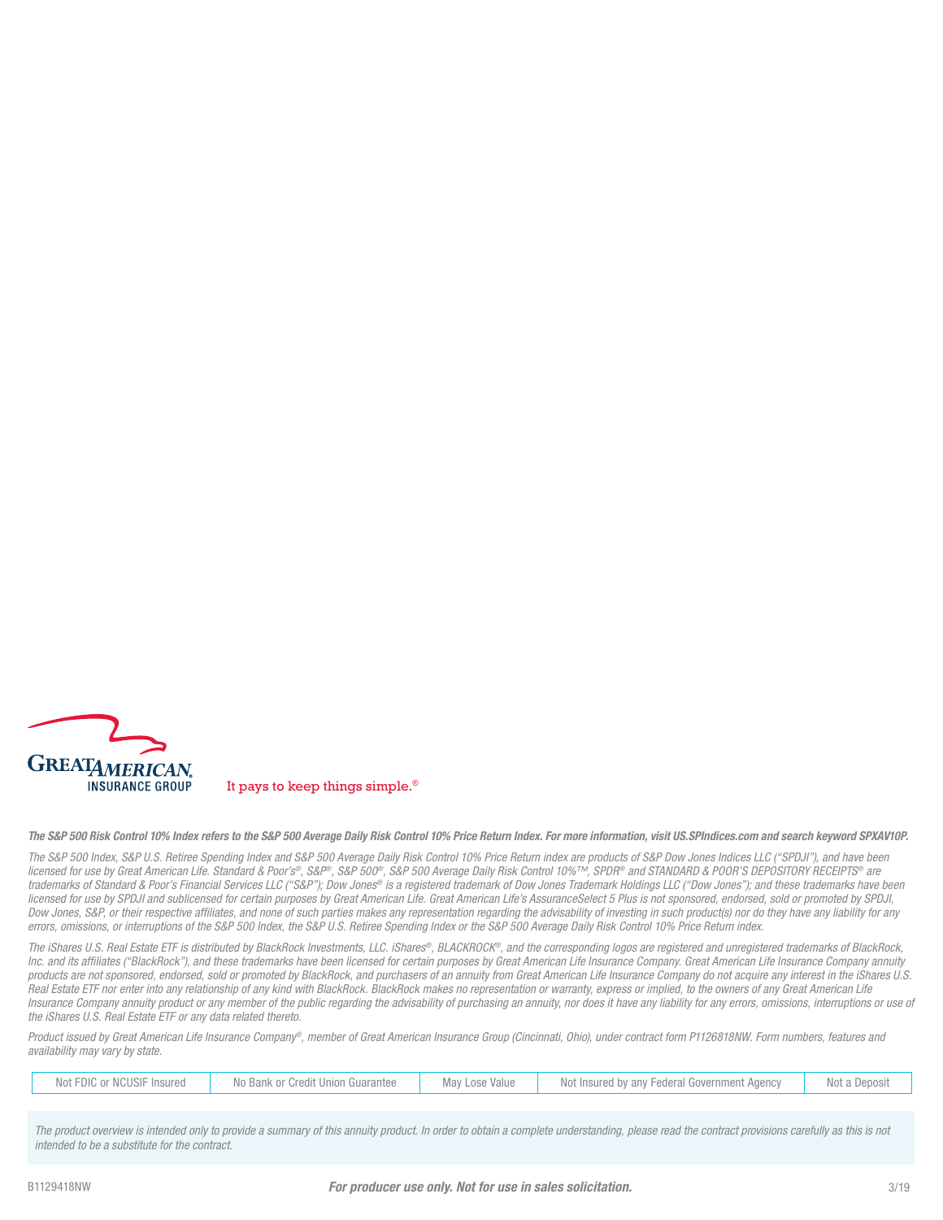GREAT AMERICAN INSURANCE GROUP

It pays to keep things simple.®

***The S&P 500 Risk Control 10% Index refers to the S&P 500 Average Daily Risk Control 10% Price Return Index. For more information, visit US.SPIndices.com and search keyword SPXAV10P.***

*The S&P 500 Index, S&P U.S. Retiree Spending Index and S&P 500 Average Daily Risk Control 10% Price Return index are products of S&P Dow Jones Indices LLC ("SPDJI"), and have been licensed for use by Great American Life. Standard & Poor's®, S&P®, S&P 500®, S&P 500 Average Daily Risk Control 10%™, SPDR® and STANDARD & POOR'S DEPOSITORY RECEIPTS® are trademarks of Standard & Poor's Financial Services LLC ("S&P"); Dow Jones® is a registered trademark of Dow Jones Trademark Holdings LLC ("Dow Jones"); and these trademarks have been licensed for use by SPDJI and sublicensed for certain purposes by Great American Life. Great American Life's AssuranceSelect 5 Plus is not sponsored, endorsed, sold or promoted by SPDJI, Dow Jones, S&P, or their respective affiliates, and none of such parties makes any representation regarding the advisability of investing in such product(s) nor do they have any liability for any errors, omissions, or interruptions of the S&P 500 Index, the S&P U.S. Retiree Spending Index or the S&P 500 Average Daily Risk Control 10% Price Return index.*

*The iShares U.S. Real Estate ETF is distributed by BlackRock Investments, LLC. iShares®, BLACKROCK®, and the corresponding logos are registered and unregistered trademarks of BlackRock, Inc. and its affiliates ("BlackRock"), and these trademarks have been licensed for certain purposes by Great American Life Insurance Company. Great American Life Insurance Company annuity products are not sponsored, endorsed, sold or promoted by BlackRock, and purchasers of an annuity from Great American Life Insurance Company do not acquire any interest in the iShares U.S. Real Estate ETF nor enter into any relationship of any kind with BlackRock. BlackRock makes no representation or warranty, express or implied, to the owners of any Great American Life Insurance Company annuity product or any member of the public regarding the advisability of purchasing an annuity, nor does it have any liability for any errors, omissions, interruptions or use of the iShares U.S. Real Estate ETF or any data related thereto.*

*Product issued by Great American Life Insurance Company®, member of Great American Insurance Group (Cincinnati, Ohio), under contract form P1126818NW. Form numbers, features and availability may vary by state.*

| | | | | |
|---|---|---|---|---|
| Not FDIC or NCUSIF Insured | No Bank or Credit Union Guarantee | May Lose Value | Not Insured by any Federal Government Agency | Not a Deposit |

*The product overview is intended only to provide a summary of this annuity product. In order to obtain a complete understanding, please read the contract provisions carefully as this is not intended to be a substitute for the contract.*

B1129418NW

***For producer use only. Not for use in sales solicitation.***

3/19